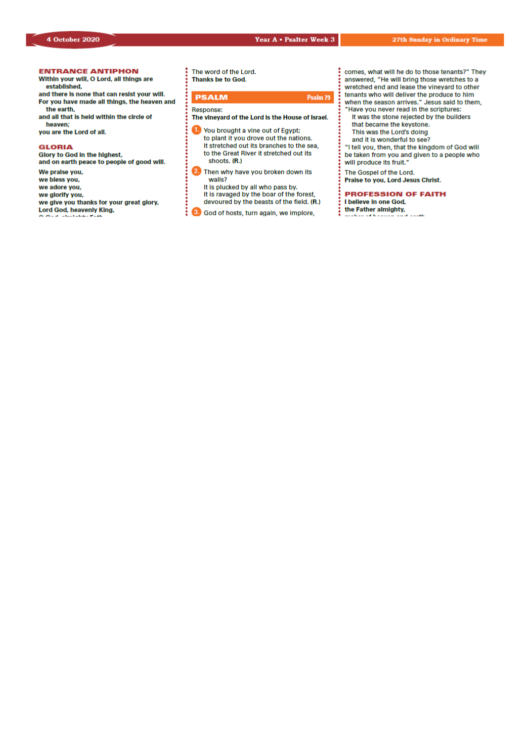4 October 2020 — Year A • Psalter Week 3 — 27th Sunday in Ordinary Time

## ENTRANCE ANTIPHON

**Within your will, O Lord, all things are established,**
**and there is none that can resist your will.**
**For you have made all things, the heaven and the earth,**
**and all that is held within the circle of heaven;**
**you are the Lord of all.**

## GLORIA

**Glory to God in the highest,**
**and on earth peace to people of good will.**

**We praise you,**
**we bless you,**
**we adore you,**
**we glorify you,**
**we give you thanks for your great glory,**
**Lord God, heavenly King,**

The word of the Lord.
**Thanks be to God.**

## PSALM — Psalm 79

Response:
**The vineyard of the Lord is the House of Israel.**

1. You brought a vine out of Egypt;
   to plant it you drove out the nations.
   It stretched out its branches to the sea,
   to the Great River it stretched out its shoots. **(R.)**

2. Then why have you broken down its walls?
   It is plucked by all who pass by.
   It is ravaged by the boar of the forest,
   devoured by the beasts of the field. **(R.)**

3. God of hosts, turn again, we implore,

comes, what will he do to those tenants?" They answered, "He will bring those wretches to a wretched end and lease the vineyard to other tenants who will deliver the produce to him when the season arrives." Jesus said to them, "Have you never read in the scriptures:
  It was the stone rejected by the builders
  that became the keystone.
  This was the Lord's doing
  and it is wonderful to see?
"I tell you, then, that the kingdom of God will be taken from you and given to a people who will produce its fruit."

The Gospel of the Lord.
**Praise to you, Lord Jesus Christ.**

## PROFESSION OF FAITH

**I believe in one God,**
**the Father almighty,**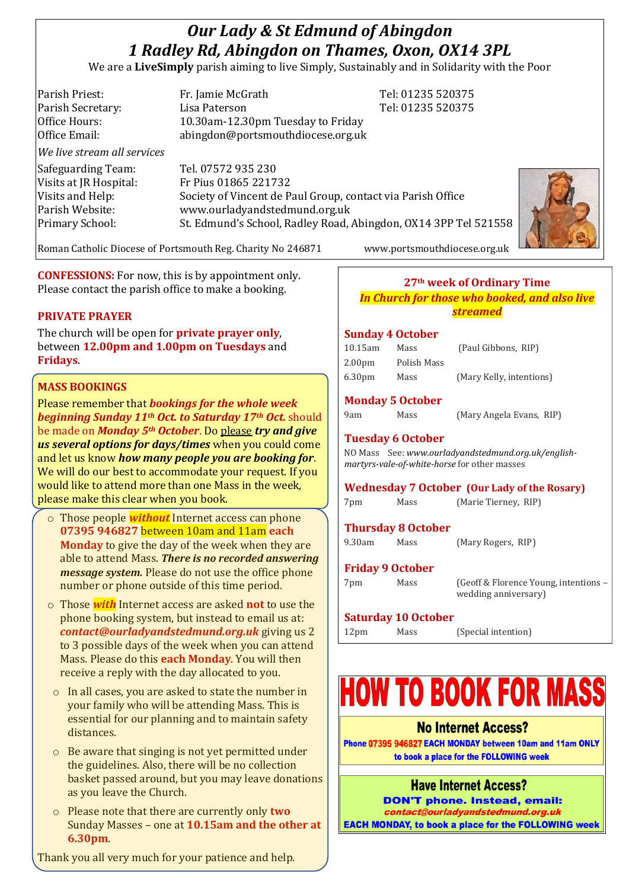# *Our Lady & St Edmund of Abingdon*
# *1 Radley Rd, Abingdon on Thames, Oxon, OX14 3PL*

We are a **LiveSimply** parish aiming to live Simply, Sustainably and in Solidarity with the Poor

| | | |
|---|---|---|
| Parish Priest: | Fr. Jamie McGrath | Tel: 01235 520375 |
| Parish Secretary: | Lisa Paterson | Tel: 01235 520375 |
| Office Hours: | 10.30am-12.30pm Tuesday to Friday | |
| Office Email: | abingdon@portsmouthdiocese.org.uk | |

*We live stream all services*

| | |
|---|---|
| Safeguarding Team: | Tel. 07572 935 230 |
| Visits at JR Hospital: | Fr Pius 01865 221732 |
| Visits and Help: | Society of Vincent de Paul Group, contact via Parish Office |
| Parish Website: | www.ourladyandstedmund.org.uk |
| Primary School: | St. Edmund's School, Radley Road, Abingdon, OX14 3PP Tel 521558 |

Roman Catholic Diocese of Portsmouth Reg. Charity No 246871 www.portsmouthdiocese.org.uk

**CONFESSIONS:** For now, this is by appointment only. Please contact the parish office to make a booking.

**PRIVATE PRAYER**

The church will be open for **private prayer only**, between **12.00pm and 1.00pm on Tuesdays** and **Fridays**.

**MASS BOOKINGS**

Please remember that ***bookings for the whole week beginning Sunday 11th Oct. to Saturday 17th Oct.*** should be made on ***Monday 5th October***. Do please ***try and give us several options for days/times*** when you could come and let us know ***how many people you are booking for***. We will do our best to accommodate your request. If you would like to attend more than one Mass in the week, please make this clear when you book.

- Those people ***without*** Internet access can phone **07395 946827** between 10am and 11am **each Monday** to give the day of the week when they are able to attend Mass. ***There is no recorded answering message system.*** Please do not use the office phone number or phone outside of this time period.
- Those ***with*** Internet access are asked **not** to use the phone booking system, but instead to email us at: ***contact@ourladyandstedmund.org.uk*** giving us 2 to 3 possible days of the week when you can attend Mass. Please do this **each Monday**. You will then receive a reply with the day allocated to you.
- In all cases, you are asked to state the number in your family who will be attending Mass. This is essential for our planning and to maintain safety distances.
- Be aware that singing is not yet permitted under the guidelines. Also, there will be no collection basket passed around, but you may leave donations as you leave the Church.
- Please note that there are currently only **two** Sunday Masses – one at **10.15am and the other at 6.30pm**.

Thank you all very much for your patience and help.

**27th week of Ordinary Time**

***In Church for those who booked, and also live streamed***

**Sunday 4 October**

| | | |
|---|---|---|
| 10.15am | Mass | (Paul Gibbons, RIP) |
| 2.00pm | Polish Mass | |
| 6.30pm | Mass | (Mary Kelly, intentions) |

**Monday 5 October**

| | | |
|---|---|---|
| 9am | Mass | (Mary Angela Evans, RIP) |

**Tuesday 6 October**

NO Mass See: *www.ourladyandstedmund.org.uk/english-martyrs-vale-of-white-horse* for other masses

**Wednesday 7 October (Our Lady of the Rosary)**

| | | |
|---|---|---|
| 7pm | Mass | (Marie Tierney, RIP) |

**Thursday 8 October**

| | | |
|---|---|---|
| 9.30am | Mass | (Mary Rogers, RIP) |

**Friday 9 October**

| | | |
|---|---|---|
| 7pm | Mass | (Geoff & Florence Young, intentions – wedding anniversary) |

**Saturday 10 October**

| | | |
|---|---|---|
| 12pm | Mass | (Special intention) |

# HOW TO BOOK FOR MASS

**No Internet Access?**

**Phone 07395 946827 EACH MONDAY between 10am and 11am ONLY to book a place for the FOLLOWING week**

**Have Internet Access?**

**DON'T phone. Instead, email:**
***contact@ourladyandstedmund.org.uk***
**EACH MONDAY, to book a place for the FOLLOWING week**